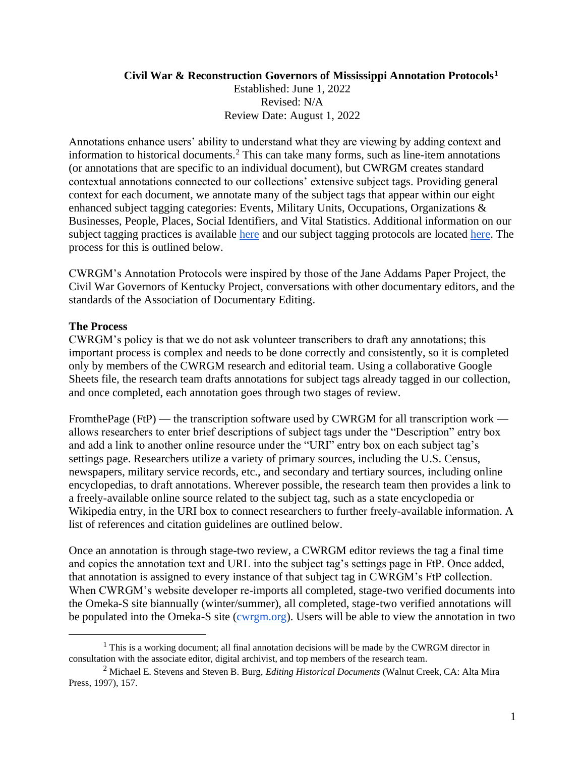# Civil War & Reconstruction Governors of Mississippi Annotation Protocols[1]

Established: June 1, 2022
Revised: N/A
Review Date: August 1, 2022

Annotations enhance users' ability to understand what they are viewing by adding context and information to historical documents.[2] This can take many forms, such as line-item annotations (or annotations that are specific to an individual document), but CWRGM creates standard contextual annotations connected to our collections' extensive subject tags. Providing general context for each document, we annotate many of the subject tags that appear within our eight enhanced subject tagging categories: Events, Military Units, Occupations, Organizations & Businesses, People, Places, Social Identifiers, and Vital Statistics. Additional information on our subject tagging practices is available here and our subject tagging protocols are located here. The process for this is outlined below.

CWRGM's Annotation Protocols were inspired by those of the Jane Addams Paper Project, the Civil War Governors of Kentucky Project, conversations with other documentary editors, and the standards of the Association of Documentary Editing.

**The Process**

CWRGM's policy is that we do not ask volunteer transcribers to draft any annotations; this important process is complex and needs to be done correctly and consistently, so it is completed only by members of the CWRGM research and editorial team. Using a collaborative Google Sheets file, the research team drafts annotations for subject tags already tagged in our collection, and once completed, each annotation goes through two stages of review.

FromthePage (FtP) — the transcription software used by CWRGM for all transcription work — allows researchers to enter brief descriptions of subject tags under the "Description" entry box and add a link to another online resource under the "URI" entry box on each subject tag's settings page. Researchers utilize a variety of primary sources, including the U.S. Census, newspapers, military service records, etc., and secondary and tertiary sources, including online encyclopedias, to draft annotations. Wherever possible, the research team then provides a link to a freely-available online source related to the subject tag, such as a state encyclopedia or Wikipedia entry, in the URI box to connect researchers to further freely-available information. A list of references and citation guidelines are outlined below.

Once an annotation is through stage-two review, a CWRGM editor reviews the tag a final time and copies the annotation text and URL into the subject tag's settings page in FtP. Once added, that annotation is assigned to every instance of that subject tag in CWRGM's FtP collection. When CWRGM's website developer re-imports all completed, stage-two verified documents into the Omeka-S site biannually (winter/summer), all completed, stage-two verified annotations will be populated into the Omeka-S site (cwrgm.org). Users will be able to view the annotation in two

---

[1] This is a working document; all final annotation decisions will be made by the CWRGM director in consultation with the associate editor, digital archivist, and top members of the research team.

[2] Michael E. Stevens and Steven B. Burg, *Editing Historical Documents* (Walnut Creek, CA: Alta Mira Press, 1997), 157.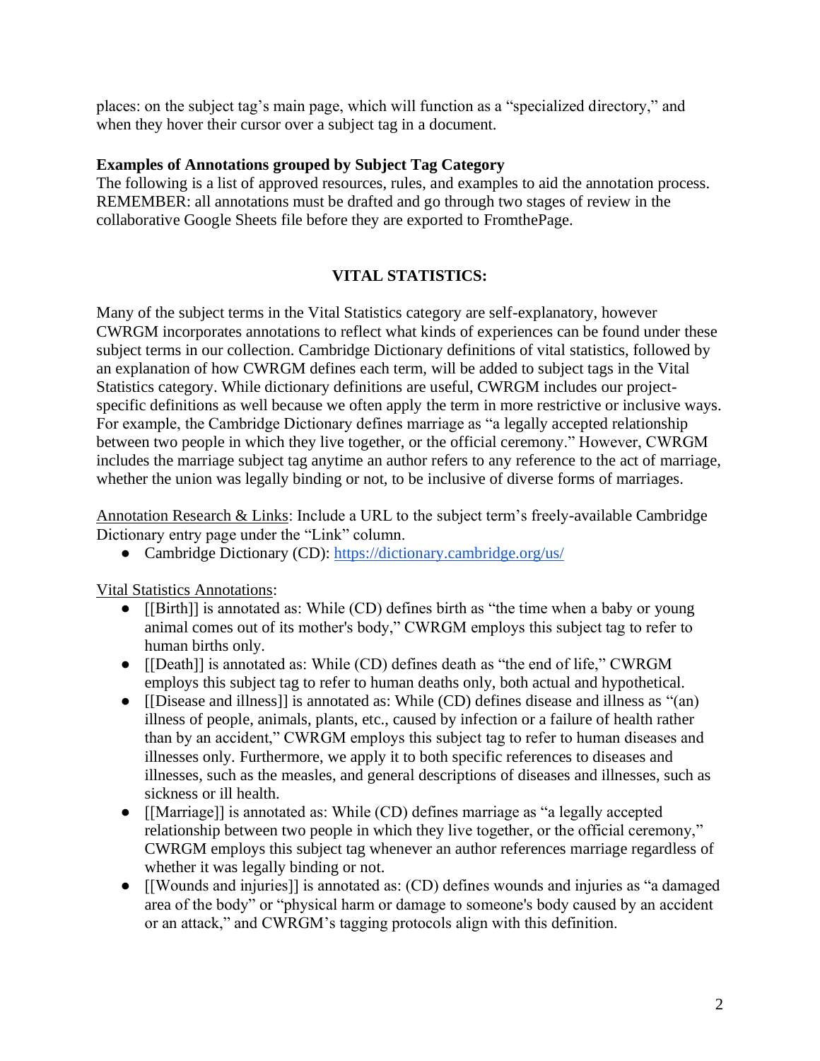places: on the subject tag's main page, which will function as a "specialized directory," and when they hover their cursor over a subject tag in a document.

**Examples of Annotations grouped by Subject Tag Category**
The following is a list of approved resources, rules, and examples to aid the annotation process. REMEMBER: all annotations must be drafted and go through two stages of review in the collaborative Google Sheets file before they are exported to FromthePage.

## VITAL STATISTICS:

Many of the subject terms in the Vital Statistics category are self-explanatory, however CWRGM incorporates annotations to reflect what kinds of experiences can be found under these subject terms in our collection. Cambridge Dictionary definitions of vital statistics, followed by an explanation of how CWRGM defines each term, will be added to subject tags in the Vital Statistics category. While dictionary definitions are useful, CWRGM includes our project-specific definitions as well because we often apply the term in more restrictive or inclusive ways. For example, the Cambridge Dictionary defines marriage as "a legally accepted relationship between two people in which they live together, or the official ceremony." However, CWRGM includes the marriage subject tag anytime an author refers to any reference to the act of marriage, whether the union was legally binding or not, to be inclusive of diverse forms of marriages.

<u>Annotation Research & Links</u>: Include a URL to the subject term's freely-available Cambridge Dictionary entry page under the "Link" column.

- Cambridge Dictionary (CD): [https://dictionary.cambridge.org/us/](https://dictionary.cambridge.org/us/)

<u>Vital Statistics Annotations</u>:

- [[Birth]] is annotated as: While (CD) defines birth as "the time when a baby or young animal comes out of its mother's body," CWRGM employs this subject tag to refer to human births only.
- [[Death]] is annotated as: While (CD) defines death as "the end of life," CWRGM employs this subject tag to refer to human deaths only, both actual and hypothetical.
- [[Disease and illness]] is annotated as: While (CD) defines disease and illness as "(an) illness of people, animals, plants, etc., caused by infection or a failure of health rather than by an accident," CWRGM employs this subject tag to refer to human diseases and illnesses only. Furthermore, we apply it to both specific references to diseases and illnesses, such as the measles, and general descriptions of diseases and illnesses, such as sickness or ill health.
- [[Marriage]] is annotated as: While (CD) defines marriage as "a legally accepted relationship between two people in which they live together, or the official ceremony," CWRGM employs this subject tag whenever an author references marriage regardless of whether it was legally binding or not.
- [[Wounds and injuries]] is annotated as: (CD) defines wounds and injuries as "a damaged area of the body" or "physical harm or damage to someone's body caused by an accident or an attack," and CWRGM's tagging protocols align with this definition.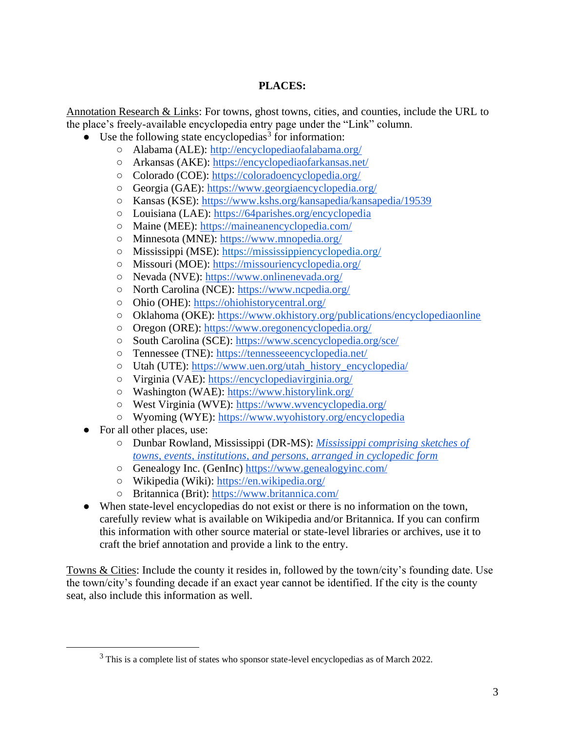**PLACES:**

Annotation Research & Links: For towns, ghost towns, cities, and counties, include the URL to the place's freely-available encyclopedia entry page under the "Link" column.

- Use the following state encyclopedias[3] for information:
  - Alabama (ALE): http://encyclopediaofalabama.org/
  - Arkansas (AKE): https://encyclopediaofarkansas.net/
  - Colorado (COE): https://coloradoencyclopedia.org/
  - Georgia (GAE): https://www.georgiaencyclopedia.org/
  - Kansas (KSE): https://www.kshs.org/kansapedia/kansapedia/19539
  - Louisiana (LAE): https://64parishes.org/encyclopedia
  - Maine (MEE): https://maineanencyclopedia.com/
  - Minnesota (MNE): https://www.mnopedia.org/
  - Mississippi (MSE): https://mississippiencyclopedia.org/
  - Missouri (MOE): https://missouriencyclopedia.org/
  - Nevada (NVE): https://www.onlinenevada.org/
  - North Carolina (NCE): https://www.ncpedia.org/
  - Ohio (OHE): https://ohiohistorycentral.org/
  - Oklahoma (OKE): https://www.okhistory.org/publications/encyclopediaonline
  - Oregon (ORE): https://www.oregonencyclopedia.org/
  - South Carolina (SCE): https://www.scencyclopedia.org/sce/
  - Tennessee (TNE): https://tennesseeencyclopedia.net/
  - Utah (UTE): https://www.uen.org/utah_history_encyclopedia/
  - Virginia (VAE): https://encyclopediavirginia.org/
  - Washington (WAE): https://www.historylink.org/
  - West Virginia (WVE): https://www.wvencyclopedia.org/
  - Wyoming (WYE): https://www.wyohistory.org/encyclopedia
- For all other places, use:
  - Dunbar Rowland, Mississippi (DR-MS): *Mississippi comprising sketches of towns, events, institutions, and persons, arranged in cyclopedic form*
  - Genealogy Inc. (GenInc) https://www.genealogyinc.com/
  - Wikipedia (Wiki): https://en.wikipedia.org/
  - Britannica (Brit): https://www.britannica.com/
- When state-level encyclopedias do not exist or there is no information on the town, carefully review what is available on Wikipedia and/or Britannica. If you can confirm this information with other source material or state-level libraries or archives, use it to craft the brief annotation and provide a link to the entry.

Towns & Cities: Include the county it resides in, followed by the town/city's founding date. Use the town/city's founding decade if an exact year cannot be identified. If the city is the county seat, also include this information as well.

[3] This is a complete list of states who sponsor state-level encyclopedias as of March 2022.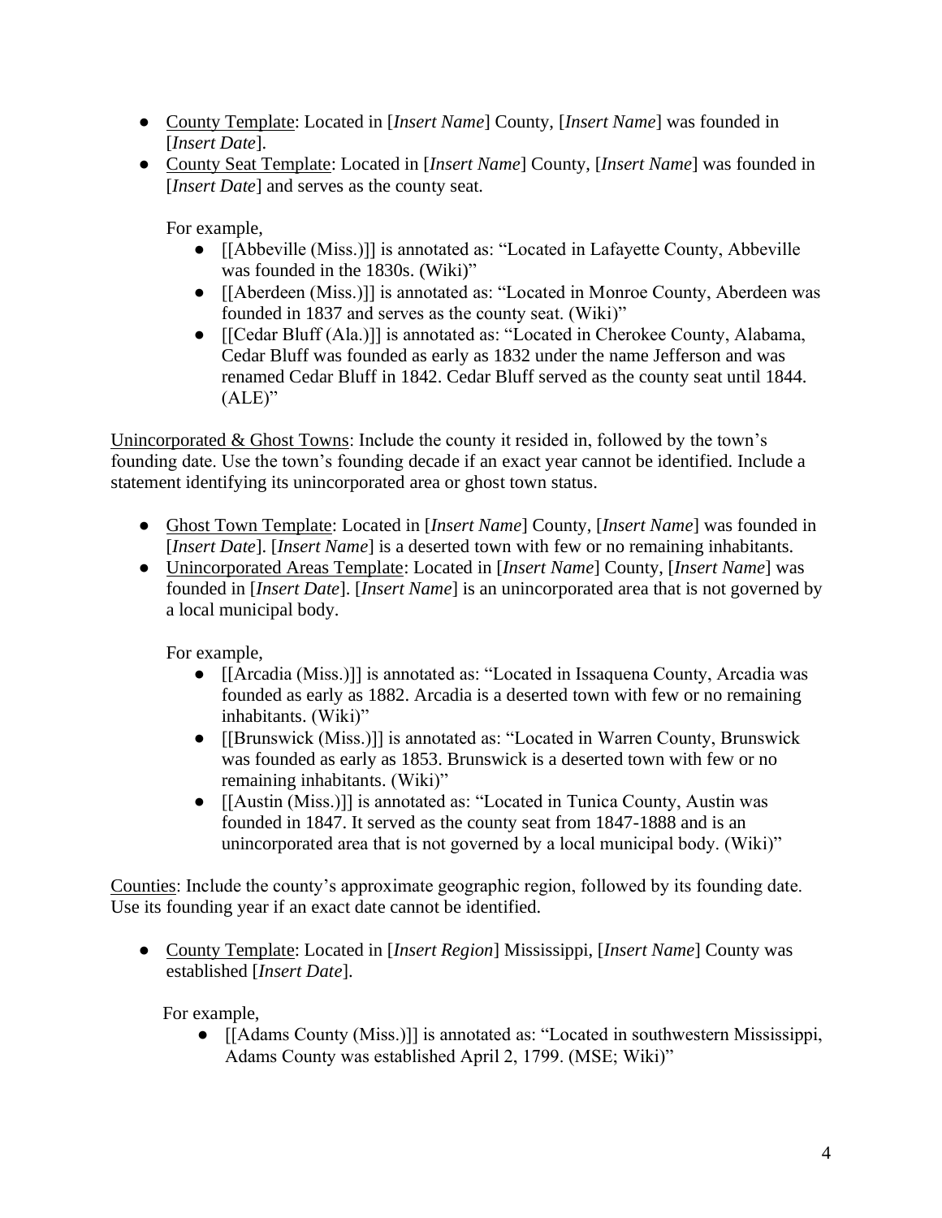- County Template: Located in [*Insert Name*] County, [*Insert Name*] was founded in [*Insert Date*].
- County Seat Template: Located in [*Insert Name*] County, [*Insert Name*] was founded in [*Insert Date*] and serves as the county seat.

  For example,
  - [[Abbeville (Miss.)]] is annotated as: "Located in Lafayette County, Abbeville was founded in the 1830s. (Wiki)"
  - [[Aberdeen (Miss.)]] is annotated as: "Located in Monroe County, Aberdeen was founded in 1837 and serves as the county seat. (Wiki)"
  - [[Cedar Bluff (Ala.)]] is annotated as: "Located in Cherokee County, Alabama, Cedar Bluff was founded as early as 1832 under the name Jefferson and was renamed Cedar Bluff in 1842. Cedar Bluff served as the county seat until 1844. (ALE)"

Unincorporated & Ghost Towns: Include the county it resided in, followed by the town's founding date. Use the town's founding decade if an exact year cannot be identified. Include a statement identifying its unincorporated area or ghost town status.

- Ghost Town Template: Located in [*Insert Name*] County, [*Insert Name*] was founded in [*Insert Date*]. [*Insert Name*] is a deserted town with few or no remaining inhabitants.
- Unincorporated Areas Template: Located in [*Insert Name*] County, [*Insert Name*] was founded in [*Insert Date*]. [*Insert Name*] is an unincorporated area that is not governed by a local municipal body.

  For example,
  - [[Arcadia (Miss.)]] is annotated as: "Located in Issaquena County, Arcadia was founded as early as 1882. Arcadia is a deserted town with few or no remaining inhabitants. (Wiki)"
  - [[Brunswick (Miss.)]] is annotated as: "Located in Warren County, Brunswick was founded as early as 1853. Brunswick is a deserted town with few or no remaining inhabitants. (Wiki)"
  - [[Austin (Miss.)]] is annotated as: "Located in Tunica County, Austin was founded in 1847. It served as the county seat from 1847-1888 and is an unincorporated area that is not governed by a local municipal body. (Wiki)"

Counties: Include the county's approximate geographic region, followed by its founding date. Use its founding year if an exact date cannot be identified.

- County Template: Located in [*Insert Region*] Mississippi, [*Insert Name*] County was established [*Insert Date*].

  For example,
  - [[Adams County (Miss.)]] is annotated as: "Located in southwestern Mississippi, Adams County was established April 2, 1799. (MSE; Wiki)"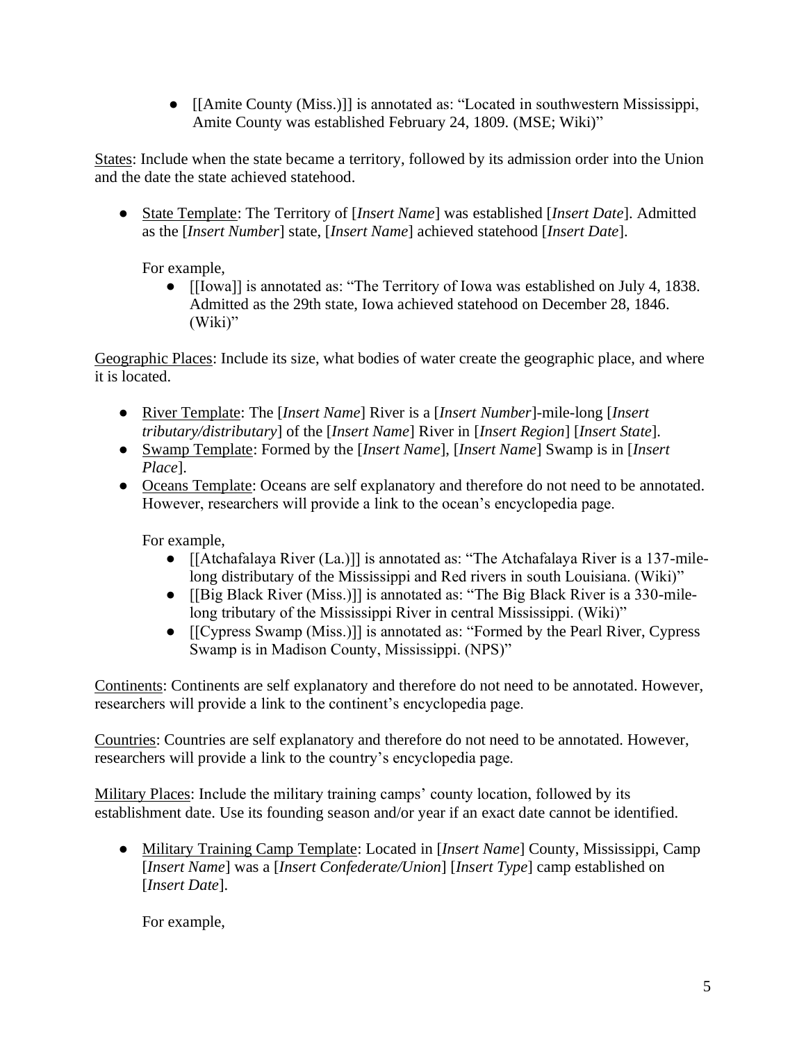- [[Amite County (Miss.)]] is annotated as: "Located in southwestern Mississippi, Amite County was established February 24, 1809. (MSE; Wiki)"

<u>States</u>: Include when the state became a territory, followed by its admission order into the Union and the date the state achieved statehood.

- <u>State Template</u>: The Territory of [*Insert Name*] was established [*Insert Date*]. Admitted as the [*Insert Number*] state, [*Insert Name*] achieved statehood [*Insert Date*].

  For example,

  - [[Iowa]] is annotated as: "The Territory of Iowa was established on July 4, 1838. Admitted as the 29th state, Iowa achieved statehood on December 28, 1846. (Wiki)"

<u>Geographic Places</u>: Include its size, what bodies of water create the geographic place, and where it is located.

- <u>River Template</u>: The [*Insert Name*] River is a [*Insert Number*]-mile-long [*Insert tributary/distributary*] of the [*Insert Name*] River in [*Insert Region*] [*Insert State*].
- <u>Swamp Template</u>: Formed by the [*Insert Name*], [*Insert Name*] Swamp is in [*Insert Place*].
- <u>Oceans Template</u>: Oceans are self explanatory and therefore do not need to be annotated. However, researchers will provide a link to the ocean's encyclopedia page.

  For example,

  - [[Atchafalaya River (La.)]] is annotated as: "The Atchafalaya River is a 137-mile-long distributary of the Mississippi and Red rivers in south Louisiana. (Wiki)"
  - [[Big Black River (Miss.)]] is annotated as: "The Big Black River is a 330-mile-long tributary of the Mississippi River in central Mississippi. (Wiki)"
  - [[Cypress Swamp (Miss.)]] is annotated as: "Formed by the Pearl River, Cypress Swamp is in Madison County, Mississippi. (NPS)"

<u>Continents</u>: Continents are self explanatory and therefore do not need to be annotated. However, researchers will provide a link to the continent's encyclopedia page.

<u>Countries</u>: Countries are self explanatory and therefore do not need to be annotated. However, researchers will provide a link to the country's encyclopedia page.

<u>Military Places</u>: Include the military training camps' county location, followed by its establishment date. Use its founding season and/or year if an exact date cannot be identified.

- <u>Military Training Camp Template</u>: Located in [*Insert Name*] County, Mississippi, Camp [*Insert Name*] was a [*Insert Confederate/Union*] [*Insert Type*] camp established on [*Insert Date*].

  For example,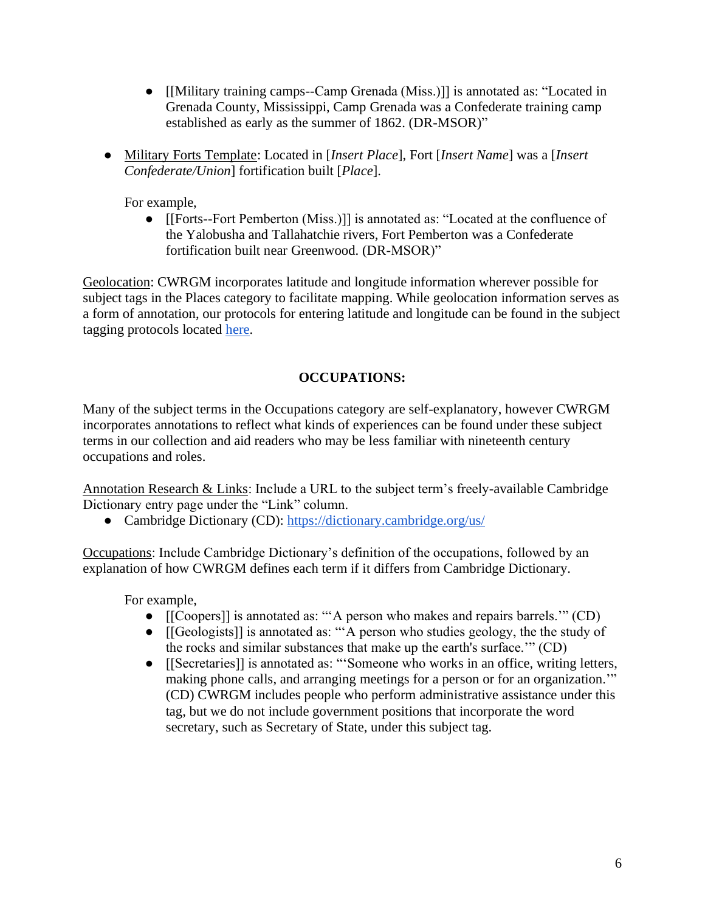- [[Military training camps--Camp Grenada (Miss.)]] is annotated as: "Located in Grenada County, Mississippi, Camp Grenada was a Confederate training camp established as early as the summer of 1862. (DR-MSOR)"

- Military Forts Template: Located in [*Insert Place*], Fort [*Insert Name*] was a [*Insert Confederate/Union*] fortification built [*Place*].

  For example,
  - [[Forts--Fort Pemberton (Miss.)]] is annotated as: "Located at the confluence of the Yalobusha and Tallahatchie rivers, Fort Pemberton was a Confederate fortification built near Greenwood. (DR-MSOR)"

Geolocation: CWRGM incorporates latitude and longitude information wherever possible for subject tags in the Places category to facilitate mapping. While geolocation information serves as a form of annotation, our protocols for entering latitude and longitude can be found in the subject tagging protocols located here.

## OCCUPATIONS:

Many of the subject terms in the Occupations category are self-explanatory, however CWRGM incorporates annotations to reflect what kinds of experiences can be found under these subject terms in our collection and aid readers who may be less familiar with nineteenth century occupations and roles.

Annotation Research & Links: Include a URL to the subject term's freely-available Cambridge Dictionary entry page under the "Link" column.

- Cambridge Dictionary (CD): https://dictionary.cambridge.org/us/

Occupations: Include Cambridge Dictionary's definition of the occupations, followed by an explanation of how CWRGM defines each term if it differs from Cambridge Dictionary.

For example,
- [[Coopers]] is annotated as: "'A person who makes and repairs barrels.'" (CD)
- [[Geologists]] is annotated as: "'A person who studies geology, the the study of the rocks and similar substances that make up the earth's surface.'" (CD)
- [[Secretaries]] is annotated as: "'Someone who works in an office, writing letters, making phone calls, and arranging meetings for a person or for an organization.'" (CD) CWRGM includes people who perform administrative assistance under this tag, but we do not include government positions that incorporate the word secretary, such as Secretary of State, under this subject tag.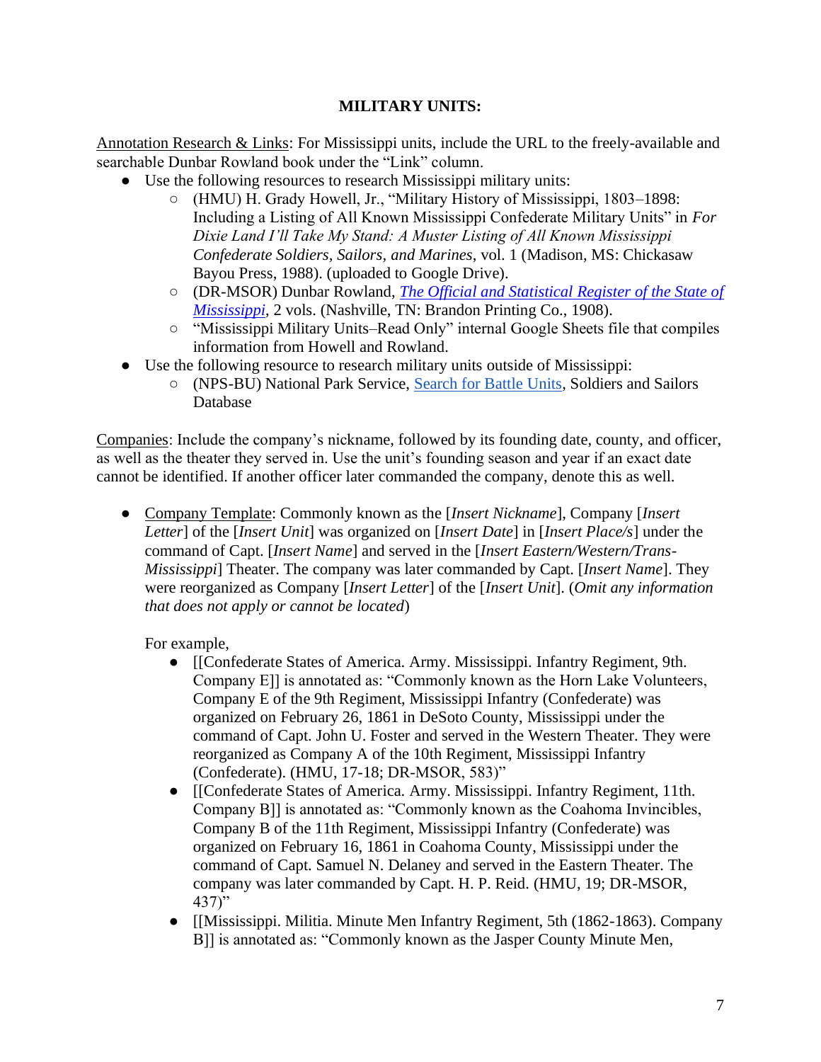**MILITARY UNITS:**

Annotation Research & Links: For Mississippi units, include the URL to the freely-available and searchable Dunbar Rowland book under the "Link" column.

- Use the following resources to research Mississippi military units:
  - (HMU) H. Grady Howell, Jr., "Military History of Mississippi, 1803–1898: Including a Listing of All Known Mississippi Confederate Military Units" in *For Dixie Land I'll Take My Stand: A Muster Listing of All Known Mississippi Confederate Soldiers, Sailors, and Marines*, vol. 1 (Madison, MS: Chickasaw Bayou Press, 1988). (uploaded to Google Drive).
  - (DR-MSOR) Dunbar Rowland, *The Official and Statistical Register of the State of Mississippi*, 2 vols. (Nashville, TN: Brandon Printing Co., 1908).
  - "Mississippi Military Units–Read Only" internal Google Sheets file that compiles information from Howell and Rowland.
- Use the following resource to research military units outside of Mississippi:
  - (NPS-BU) National Park Service, Search for Battle Units, Soldiers and Sailors Database

Companies: Include the company's nickname, followed by its founding date, county, and officer, as well as the theater they served in. Use the unit's founding season and year if an exact date cannot be identified. If another officer later commanded the company, denote this as well.

- Company Template: Commonly known as the [*Insert Nickname*], Company [*Insert Letter*] of the [*Insert Unit*] was organized on [*Insert Date*] in [*Insert Place/s*] under the command of Capt. [*Insert Name*] and served in the [*Insert Eastern/Western/Trans-Mississippi*] Theater. The company was later commanded by Capt. [*Insert Name*]. They were reorganized as Company [*Insert Letter*] of the [*Insert Unit*]. (*Omit any information that does not apply or cannot be located*)

  For example,
  - [[Confederate States of America. Army. Mississippi. Infantry Regiment, 9th. Company E]] is annotated as: "Commonly known as the Horn Lake Volunteers, Company E of the 9th Regiment, Mississippi Infantry (Confederate) was organized on February 26, 1861 in DeSoto County, Mississippi under the command of Capt. John U. Foster and served in the Western Theater. They were reorganized as Company A of the 10th Regiment, Mississippi Infantry (Confederate). (HMU, 17-18; DR-MSOR, 583)"
  - [[Confederate States of America. Army. Mississippi. Infantry Regiment, 11th. Company B]] is annotated as: "Commonly known as the Coahoma Invincibles, Company B of the 11th Regiment, Mississippi Infantry (Confederate) was organized on February 16, 1861 in Coahoma County, Mississippi under the command of Capt. Samuel N. Delaney and served in the Eastern Theater. The company was later commanded by Capt. H. P. Reid. (HMU, 19; DR-MSOR, 437)"
  - [[Mississippi. Militia. Minute Men Infantry Regiment, 5th (1862-1863). Company B]] is annotated as: "Commonly known as the Jasper County Minute Men,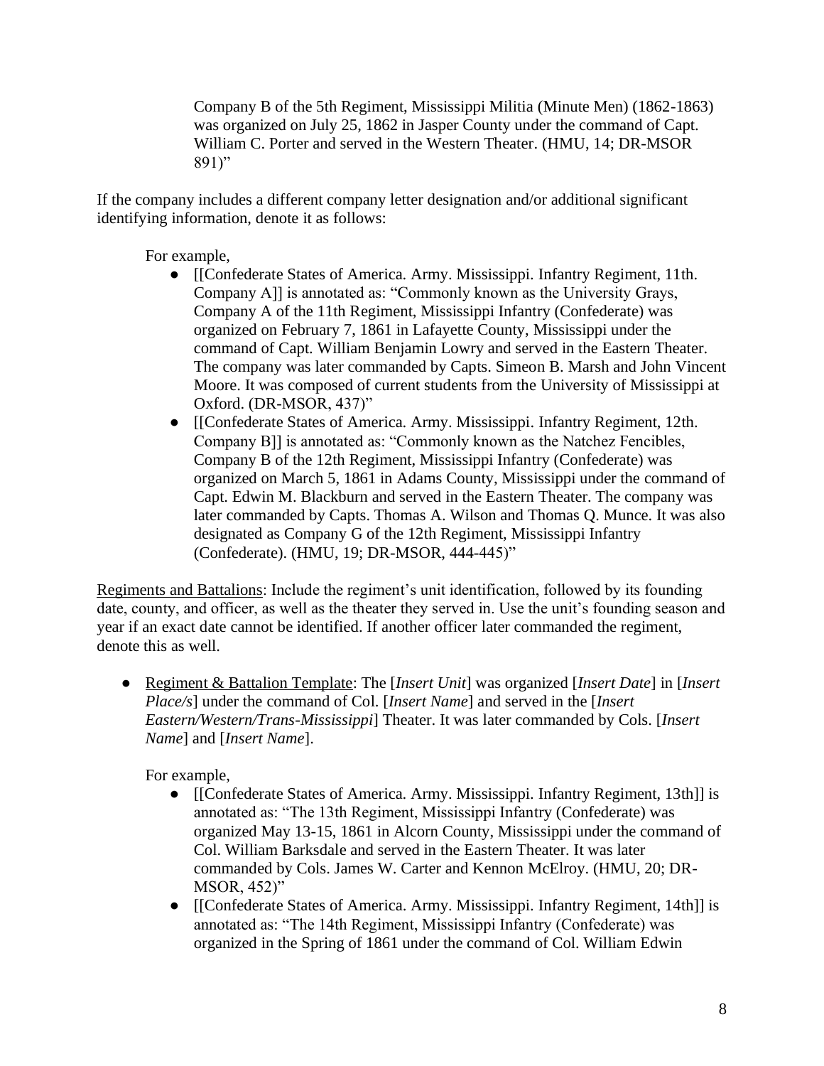Company B of the 5th Regiment, Mississippi Militia (Minute Men) (1862-1863) was organized on July 25, 1862 in Jasper County under the command of Capt. William C. Porter and served in the Western Theater. (HMU, 14; DR-MSOR 891)"

If the company includes a different company letter designation and/or additional significant identifying information, denote it as follows:

For example,

- [[Confederate States of America. Army. Mississippi. Infantry Regiment, 11th. Company A]] is annotated as: "Commonly known as the University Grays, Company A of the 11th Regiment, Mississippi Infantry (Confederate) was organized on February 7, 1861 in Lafayette County, Mississippi under the command of Capt. William Benjamin Lowry and served in the Eastern Theater. The company was later commanded by Capts. Simeon B. Marsh and John Vincent Moore. It was composed of current students from the University of Mississippi at Oxford. (DR-MSOR, 437)"
- [[Confederate States of America. Army. Mississippi. Infantry Regiment, 12th. Company B]] is annotated as: "Commonly known as the Natchez Fencibles, Company B of the 12th Regiment, Mississippi Infantry (Confederate) was organized on March 5, 1861 in Adams County, Mississippi under the command of Capt. Edwin M. Blackburn and served in the Eastern Theater. The company was later commanded by Capts. Thomas A. Wilson and Thomas Q. Munce. It was also designated as Company G of the 12th Regiment, Mississippi Infantry (Confederate). (HMU, 19; DR-MSOR, 444-445)"

<u>Regiments and Battalions</u>: Include the regiment's unit identification, followed by its founding date, county, and officer, as well as the theater they served in. Use the unit's founding season and year if an exact date cannot be identified. If another officer later commanded the regiment, denote this as well.

- <u>Regiment & Battalion Template</u>: The [*Insert Unit*] was organized [*Insert Date*] in [*Insert Place/s*] under the command of Col. [*Insert Name*] and served in the [*Insert Eastern/Western/Trans-Mississippi*] Theater. It was later commanded by Cols. [*Insert Name*] and [*Insert Name*].

  For example,

  - [[Confederate States of America. Army. Mississippi. Infantry Regiment, 13th]] is annotated as: "The 13th Regiment, Mississippi Infantry (Confederate) was organized May 13-15, 1861 in Alcorn County, Mississippi under the command of Col. William Barksdale and served in the Eastern Theater. It was later commanded by Cols. James W. Carter and Kennon McElroy. (HMU, 20; DR-MSOR, 452)"
  - [[Confederate States of America. Army. Mississippi. Infantry Regiment, 14th]] is annotated as: "The 14th Regiment, Mississippi Infantry (Confederate) was organized in the Spring of 1861 under the command of Col. William Edwin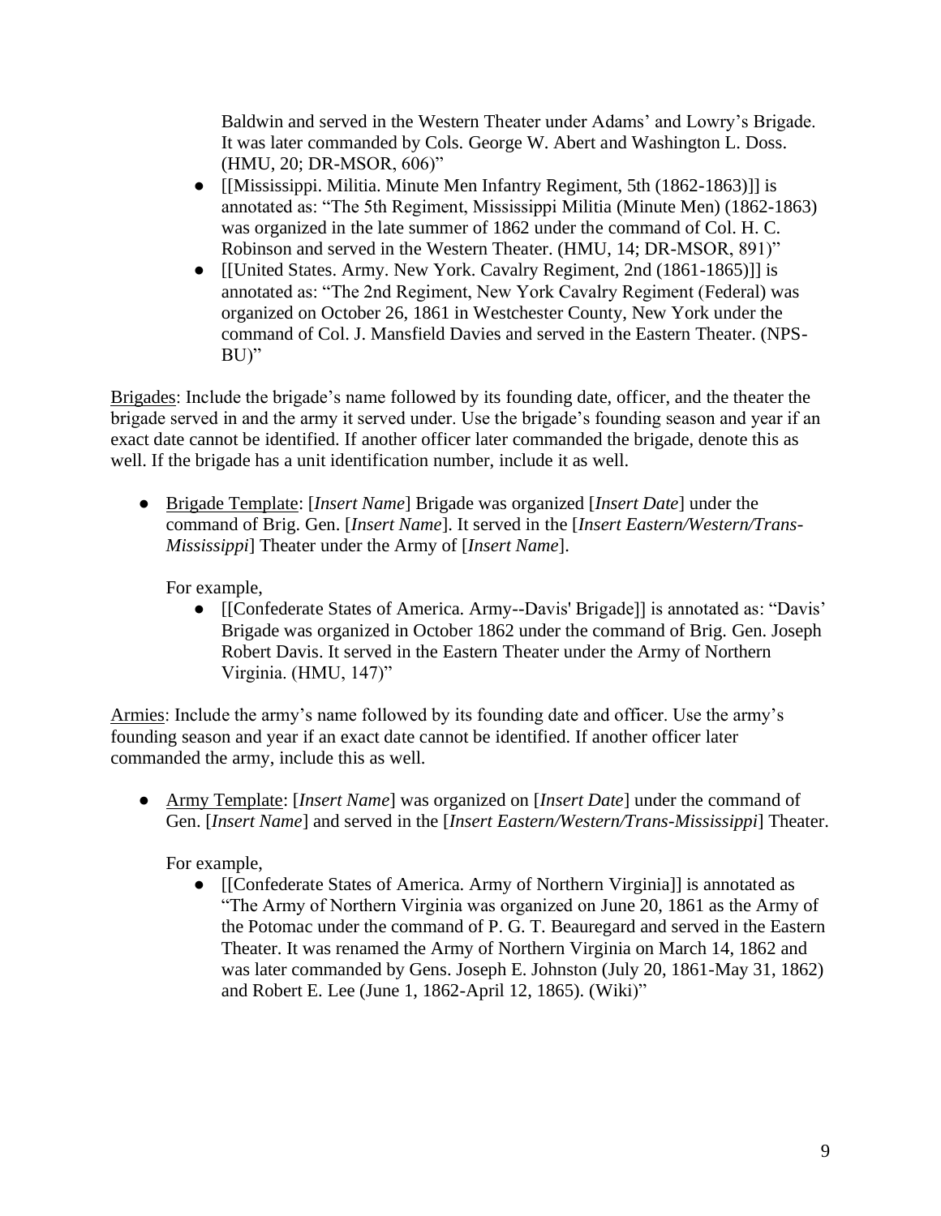Baldwin and served in the Western Theater under Adams' and Lowry's Brigade. It was later commanded by Cols. George W. Abert and Washington L. Doss. (HMU, 20; DR-MSOR, 606)"

- [[Mississippi. Militia. Minute Men Infantry Regiment, 5th (1862-1863)]] is annotated as: "The 5th Regiment, Mississippi Militia (Minute Men) (1862-1863) was organized in the late summer of 1862 under the command of Col. H. C. Robinson and served in the Western Theater. (HMU, 14; DR-MSOR, 891)"
- [[United States. Army. New York. Cavalry Regiment, 2nd (1861-1865)]] is annotated as: "The 2nd Regiment, New York Cavalry Regiment (Federal) was organized on October 26, 1861 in Westchester County, New York under the command of Col. J. Mansfield Davies and served in the Eastern Theater. (NPS-BU)"

<u>Brigades</u>: Include the brigade's name followed by its founding date, officer, and the theater the brigade served in and the army it served under. Use the brigade's founding season and year if an exact date cannot be identified. If another officer later commanded the brigade, denote this as well. If the brigade has a unit identification number, include it as well.

- <u>Brigade Template</u>: [*Insert Name*] Brigade was organized [*Insert Date*] under the command of Brig. Gen. [*Insert Name*]. It served in the [*Insert Eastern/Western/Trans-Mississippi*] Theater under the Army of [*Insert Name*].

  For example,

  - [[Confederate States of America. Army--Davis' Brigade]] is annotated as: "Davis' Brigade was organized in October 1862 under the command of Brig. Gen. Joseph Robert Davis. It served in the Eastern Theater under the Army of Northern Virginia. (HMU, 147)"

<u>Armies</u>: Include the army's name followed by its founding date and officer. Use the army's founding season and year if an exact date cannot be identified. If another officer later commanded the army, include this as well.

- <u>Army Template</u>: [*Insert Name*] was organized on [*Insert Date*] under the command of Gen. [*Insert Name*] and served in the [*Insert Eastern/Western/Trans-Mississippi*] Theater.

  For example,

  - [[Confederate States of America. Army of Northern Virginia]] is annotated as "The Army of Northern Virginia was organized on June 20, 1861 as the Army of the Potomac under the command of P. G. T. Beauregard and served in the Eastern Theater. It was renamed the Army of Northern Virginia on March 14, 1862 and was later commanded by Gens. Joseph E. Johnston (July 20, 1861-May 31, 1862) and Robert E. Lee (June 1, 1862-April 12, 1865). (Wiki)"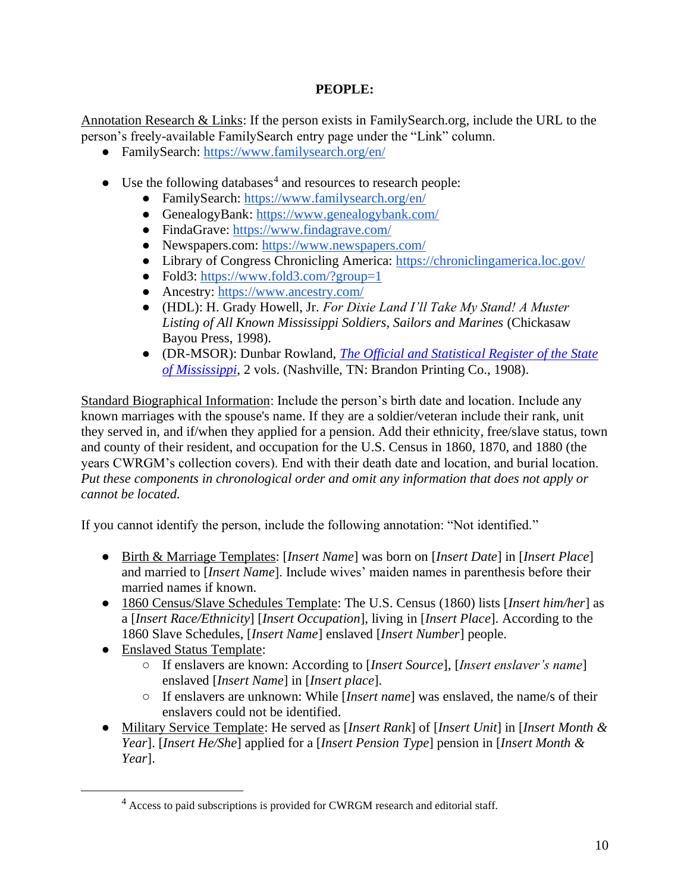**PEOPLE:**

Annotation Research & Links: If the person exists in FamilySearch.org, include the URL to the person's freely-available FamilySearch entry page under the "Link" column.

- FamilySearch: https://www.familysearch.org/en/

- Use the following databases[4] and resources to research people:
  - FamilySearch: https://www.familysearch.org/en/
  - GenealogyBank: https://www.genealogybank.com/
  - FindaGrave: https://www.findagrave.com/
  - Newspapers.com: https://www.newspapers.com/
  - Library of Congress Chronicling America: https://chroniclingamerica.loc.gov/
  - Fold3: https://www.fold3.com/?group=1
  - Ancestry: https://www.ancestry.com/
  - (HDL): H. Grady Howell, Jr. *For Dixie Land I'll Take My Stand! A Muster Listing of All Known Mississippi Soldiers, Sailors and Marines* (Chickasaw Bayou Press, 1998).
  - (DR-MSOR): Dunbar Rowland, *The Official and Statistical Register of the State of Mississippi*, 2 vols. (Nashville, TN: Brandon Printing Co., 1908).

Standard Biographical Information: Include the person's birth date and location. Include any known marriages with the spouse's name. If they are a soldier/veteran include their rank, unit they served in, and if/when they applied for a pension. Add their ethnicity, free/slave status, town and county of their resident, and occupation for the U.S. Census in 1860, 1870, and 1880 (the years CWRGM's collection covers). End with their death date and location, and burial location. *Put these components in chronological order and omit any information that does not apply or cannot be located.*

If you cannot identify the person, include the following annotation: "Not identified."

- Birth & Marriage Templates: [*Insert Name*] was born on [*Insert Date*] in [*Insert Place*] and married to [*Insert Name*]. Include wives' maiden names in parenthesis before their married names if known.
- 1860 Census/Slave Schedules Template: The U.S. Census (1860) lists [*Insert him/her*] as a [*Insert Race/Ethnicity*] [*Insert Occupation*], living in [*Insert Place*]. According to the 1860 Slave Schedules, [*Insert Name*] enslaved [*Insert Number*] people.
- Enslaved Status Template:
  - If enslavers are known: According to [*Insert Source*], [*Insert enslaver's name*] enslaved [*Insert Name*] in [*Insert place*].
  - If enslavers are unknown: While [*Insert name*] was enslaved, the name/s of their enslavers could not be identified.
- Military Service Template: He served as [*Insert Rank*] of [*Insert Unit*] in [*Insert Month & Year*]. [*Insert He/She*] applied for a [*Insert Pension Type*] pension in [*Insert Month & Year*].

---

[4] Access to paid subscriptions is provided for CWRGM research and editorial staff.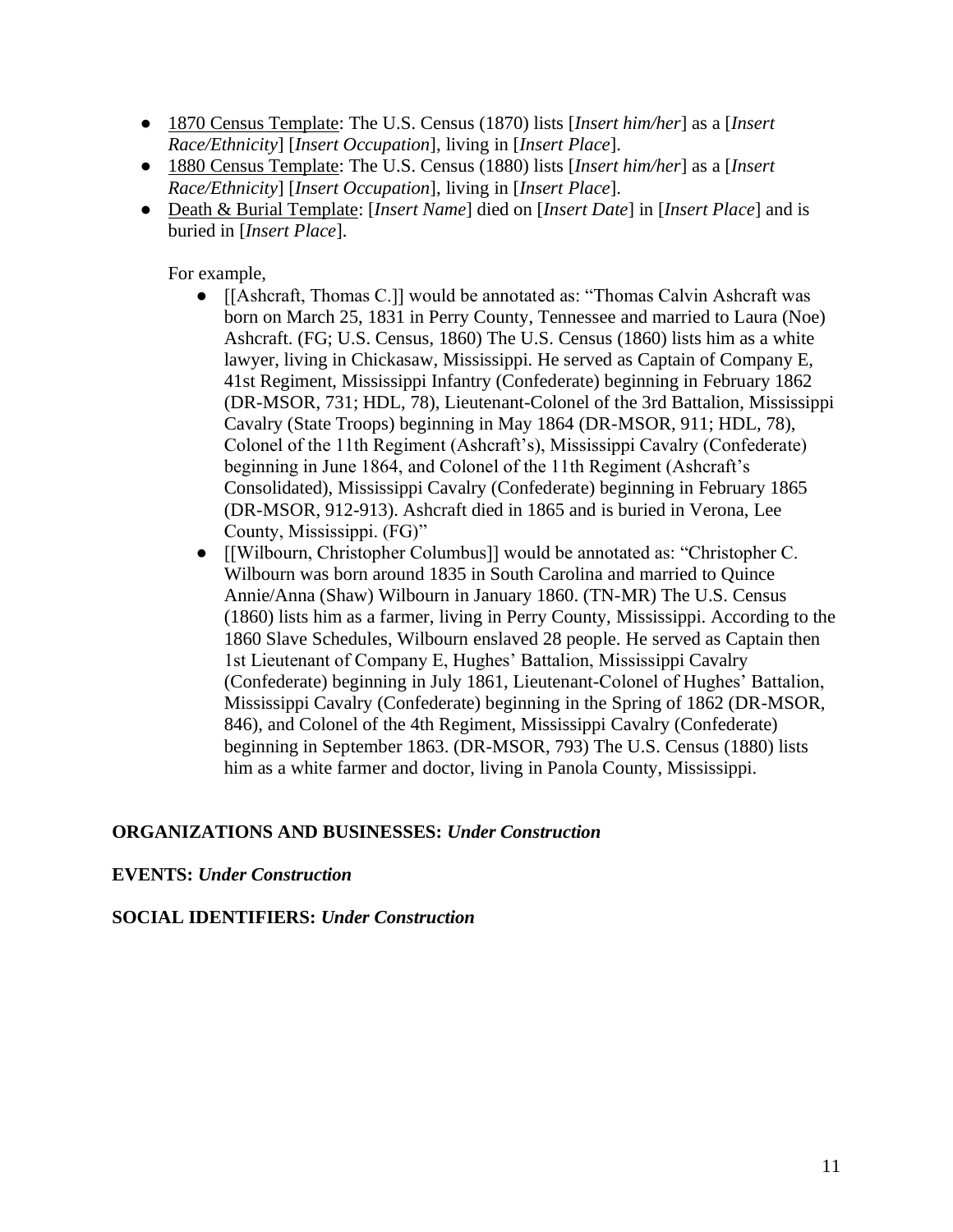- <u>1870 Census Template</u>: The U.S. Census (1870) lists [*Insert him/her*] as a [*Insert Race/Ethnicity*] [*Insert Occupation*], living in [*Insert Place*].
- <u>1880 Census Template</u>: The U.S. Census (1880) lists [*Insert him/her*] as a [*Insert Race/Ethnicity*] [*Insert Occupation*], living in [*Insert Place*].
- <u>Death & Burial Template</u>: [*Insert Name*] died on [*Insert Date*] in [*Insert Place*] and is buried in [*Insert Place*].

  For example,

  - [[Ashcraft, Thomas C.]] would be annotated as: "Thomas Calvin Ashcraft was born on March 25, 1831 in Perry County, Tennessee and married to Laura (Noe) Ashcraft. (FG; U.S. Census, 1860) The U.S. Census (1860) lists him as a white lawyer, living in Chickasaw, Mississippi. He served as Captain of Company E, 41st Regiment, Mississippi Infantry (Confederate) beginning in February 1862 (DR-MSOR, 731; HDL, 78), Lieutenant-Colonel of the 3rd Battalion, Mississippi Cavalry (State Troops) beginning in May 1864 (DR-MSOR, 911; HDL, 78), Colonel of the 11th Regiment (Ashcraft's), Mississippi Cavalry (Confederate) beginning in June 1864, and Colonel of the 11th Regiment (Ashcraft's Consolidated), Mississippi Cavalry (Confederate) beginning in February 1865 (DR-MSOR, 912-913). Ashcraft died in 1865 and is buried in Verona, Lee County, Mississippi. (FG)"
  - [[Wilbourn, Christopher Columbus]] would be annotated as: "Christopher C. Wilbourn was born around 1835 in South Carolina and married to Quince Annie/Anna (Shaw) Wilbourn in January 1860. (TN-MR) The U.S. Census (1860) lists him as a farmer, living in Perry County, Mississippi. According to the 1860 Slave Schedules, Wilbourn enslaved 28 people. He served as Captain then 1st Lieutenant of Company E, Hughes' Battalion, Mississippi Cavalry (Confederate) beginning in July 1861, Lieutenant-Colonel of Hughes' Battalion, Mississippi Cavalry (Confederate) beginning in the Spring of 1862 (DR-MSOR, 846), and Colonel of the 4th Regiment, Mississippi Cavalry (Confederate) beginning in September 1863. (DR-MSOR, 793) The U.S. Census (1880) lists him as a white farmer and doctor, living in Panola County, Mississippi.

**ORGANIZATIONS AND BUSINESSES:** ***Under Construction***

**EVENTS:** ***Under Construction***

**SOCIAL IDENTIFIERS:** ***Under Construction***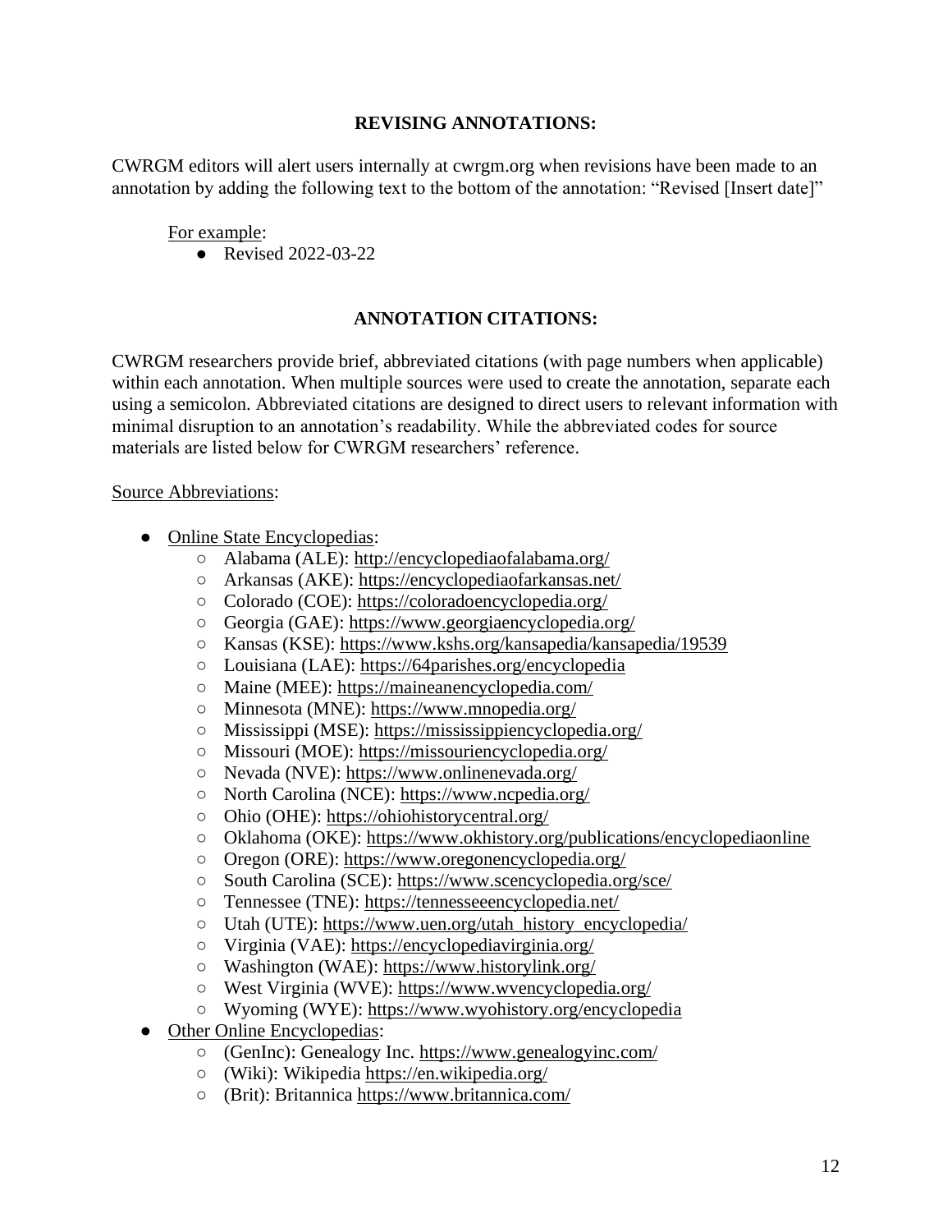## REVISING ANNOTATIONS:

CWRGM editors will alert users internally at cwrgm.org when revisions have been made to an annotation by adding the following text to the bottom of the annotation: "Revised [Insert date]"

For example:

- Revised 2022-03-22

## ANNOTATION CITATIONS:

CWRGM researchers provide brief, abbreviated citations (with page numbers when applicable) within each annotation. When multiple sources were used to create the annotation, separate each using a semicolon. Abbreviated citations are designed to direct users to relevant information with minimal disruption to an annotation's readability. While the abbreviated codes for source materials are listed below for CWRGM researchers' reference.

Source Abbreviations:

- Online State Encyclopedias:
  - Alabama (ALE): http://encyclopediaofalabama.org/
  - Arkansas (AKE): https://encyclopediaofarkansas.net/
  - Colorado (COE): https://coloradoencyclopedia.org/
  - Georgia (GAE): https://www.georgiaencyclopedia.org/
  - Kansas (KSE): https://www.kshs.org/kansapedia/kansapedia/19539
  - Louisiana (LAE): https://64parishes.org/encyclopedia
  - Maine (MEE): https://maineanencyclopedia.com/
  - Minnesota (MNE): https://www.mnopedia.org/
  - Mississippi (MSE): https://mississippiencyclopedia.org/
  - Missouri (MOE): https://missouriencyclopedia.org/
  - Nevada (NVE): https://www.onlinenevada.org/
  - North Carolina (NCE): https://www.ncpedia.org/
  - Ohio (OHE): https://ohiohistorycentral.org/
  - Oklahoma (OKE): https://www.okhistory.org/publications/encyclopediaonline
  - Oregon (ORE): https://www.oregonencyclopedia.org/
  - South Carolina (SCE): https://www.scencyclopedia.org/sce/
  - Tennessee (TNE): https://tennesseeencyclopedia.net/
  - Utah (UTE): https://www.uen.org/utah_history_encyclopedia/
  - Virginia (VAE): https://encyclopediavirginia.org/
  - Washington (WAE): https://www.historylink.org/
  - West Virginia (WVE): https://www.wvencyclopedia.org/
  - Wyoming (WYE): https://www.wyohistory.org/encyclopedia
- Other Online Encyclopedias:
  - (GenInc): Genealogy Inc. https://www.genealogyinc.com/
  - (Wiki): Wikipedia https://en.wikipedia.org/
  - (Brit): Britannica https://www.britannica.com/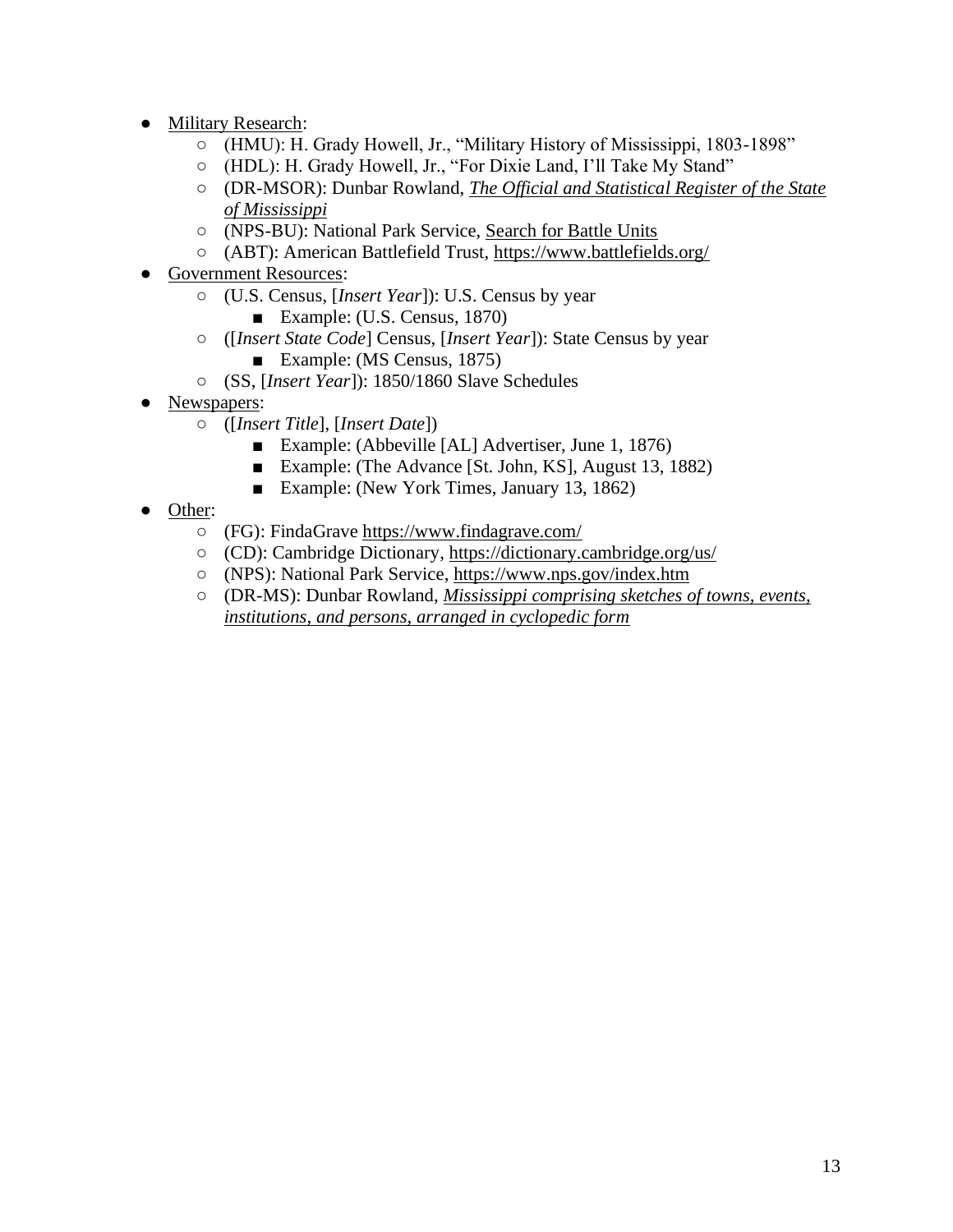- Military Research:
    - (HMU): H. Grady Howell, Jr., "Military History of Mississippi, 1803-1898"
    - (HDL): H. Grady Howell, Jr., "For Dixie Land, I'll Take My Stand"
    - (DR-MSOR): Dunbar Rowland, *The Official and Statistical Register of the State of Mississippi*
    - (NPS-BU): National Park Service, Search for Battle Units
    - (ABT): American Battlefield Trust, https://www.battlefields.org/
- Government Resources:
    - (U.S. Census, [*Insert Year*]): U.S. Census by year
        - Example: (U.S. Census, 1870)
    - ([*Insert State Code*] Census, [*Insert Year*]): State Census by year
        - Example: (MS Census, 1875)
    - (SS, [*Insert Year*]): 1850/1860 Slave Schedules
- Newspapers:
    - ([*Insert Title*], [*Insert Date*])
        - Example: (Abbeville [AL] Advertiser, June 1, 1876)
        - Example: (The Advance [St. John, KS], August 13, 1882)
        - Example: (New York Times, January 13, 1862)
- Other:
    - (FG): FindaGrave https://www.findagrave.com/
    - (CD): Cambridge Dictionary, https://dictionary.cambridge.org/us/
    - (NPS): National Park Service, https://www.nps.gov/index.htm
    - (DR-MS): Dunbar Rowland, *Mississippi comprising sketches of towns, events, institutions, and persons, arranged in cyclopedic form*